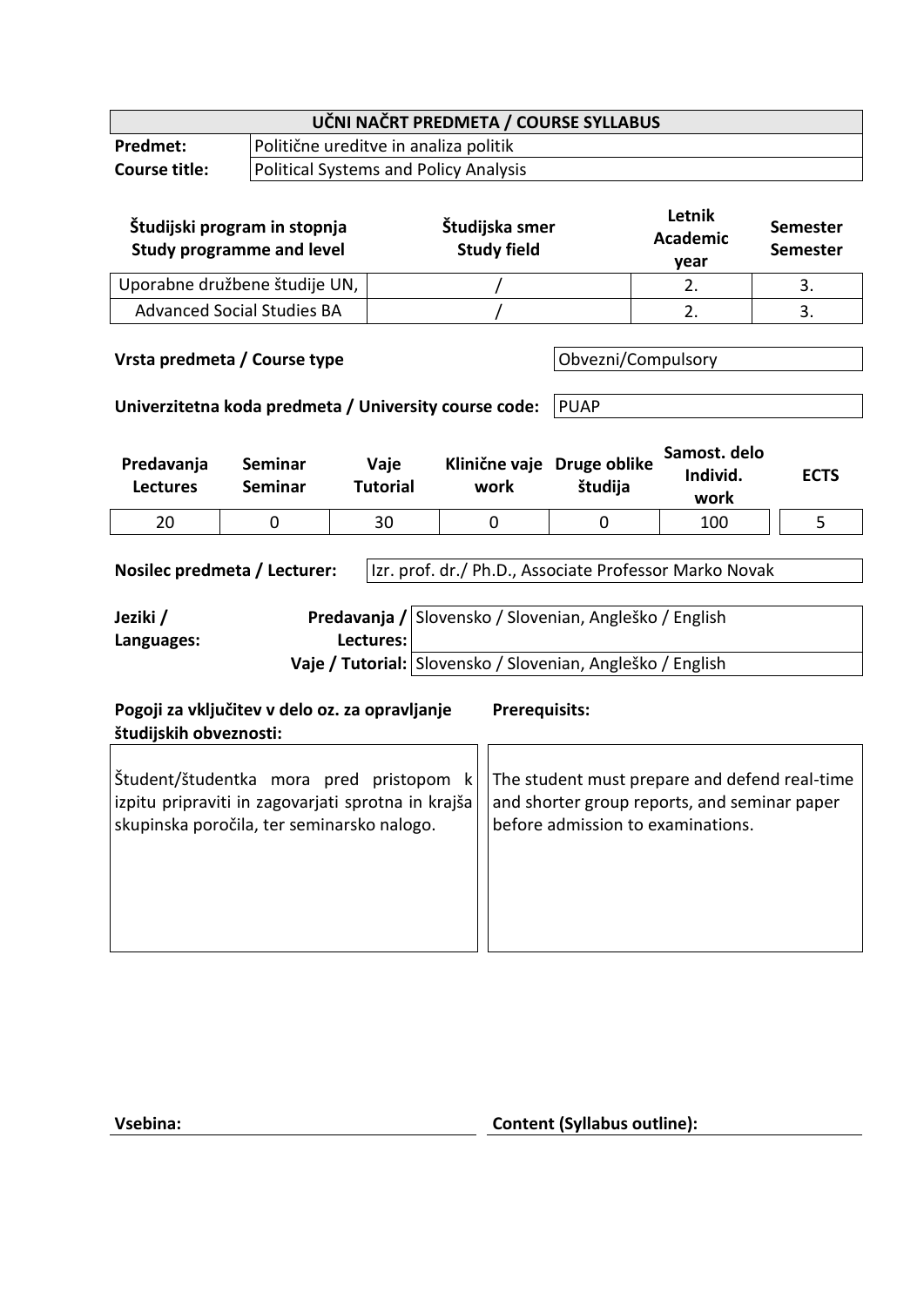| UČNI NAČRT PREDMETA / COURSE SYLLABUS | |
|---|---|
| **Predmet:** | Politične ureditve in analiza politik |
| **Course title:** | Political Systems and Policy Analysis |

| Študijski program in stopnja<br>Study programme and level | Študijska smer<br>Study field | Letnik<br>Academic year | Semester<br>Semester |
|---|---|---|---|
| Uporabne družbene študije UN, | / | 2. | 3. |
| Advanced Social Studies BA | / | 2. | 3. |

| **Vrsta predmeta / Course type** | Obvezni/Compulsory |
|---|---|
| **Univerzitetna koda predmeta / University course code:** | PUAP |

| Predavanja<br>Lectures | Seminar<br>Seminar | Vaje<br>Tutorial | Klinične vaje<br>work | Druge oblike<br>študija | Samost. delo<br>Individ. work | ECTS |
|---|---|---|---|---|---|---|
| 20 | 0 | 30 | 0 | 0 | 100 | 5 |

| **Nosilec predmeta / Lecturer:** | Izr. prof. dr./ Ph.D., Associate Professor Marko Novak |
|---|---|

| **Jeziki / Languages:** | **Predavanja / Lectures:** | Slovensko / Slovenian, Angleško / English |
|---|---|---|
| | **Vaje / Tutorial:** | Slovensko / Slovenian, Angleško / English |

| **Pogoji za vključitev v delo oz. za opravljanje študijskih obveznosti:** | **Prerequisits:** |
|---|---|
| Študent/študentka mora pred pristopom k izpitu pripraviti in zagovarjati sprotna in krajša skupinska poročila, ter seminarsko nalogo. | The student must prepare and defend real-time and shorter group reports, and seminar paper before admission to examinations. |

| **Vsebina:** | **Content (Syllabus outline):** |
|---|---|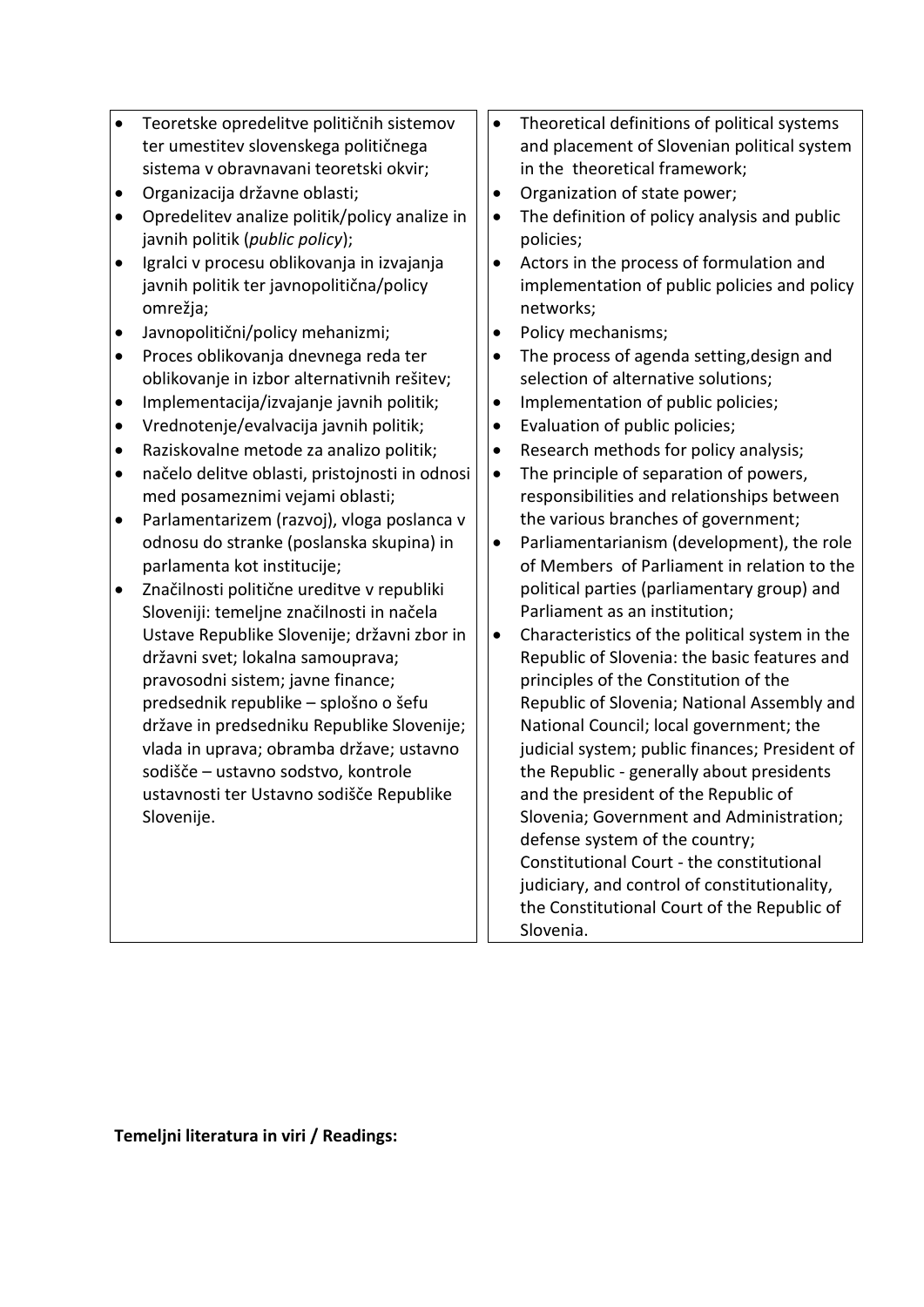| | |
|---|---|
| • Teoretske opredelitve političnih sistemov ter umestitev slovenskega političnega sistema v obravnavani teoretski okvir;<br>• Organizacija državne oblasti;<br>• Opredelitev analize politik/policy analize in javnih politik (*public policy*);<br>• Igralci v procesu oblikovanja in izvajanja javnih politik ter javnopolitična/policy omrežja;<br>• Javnopolitični/policy mehanizmi;<br>• Proces oblikovanja dnevnega reda ter oblikovanje in izbor alternativnih rešitev;<br>• Implementacija/izvajanje javnih politik;<br>• Vrednotenje/evalvacija javnih politik;<br>• Raziskovalne metode za analizo politik;<br>• načelo delitve oblasti, pristojnosti in odnosi med posameznimi vejami oblasti;<br>• Parlamentarizem (razvoj), vloga poslanca v odnosu do stranke (poslanska skupina) in parlamenta kot institucije;<br>• Značilnosti politične ureditve v republiki Sloveniji: temeljne značilnosti in načela Ustave Republike Slovenije; državni zbor in državni svet; lokalna samouprava; pravosodni sistem; javne finance; predsednik republike – splošno o šefu države in predsedniku Republike Slovenije; vlada in uprava; obramba države; ustavno sodišče – ustavno sodstvo, kontrole ustavnosti ter Ustavno sodišče Republike Slovenije. | • Theoretical definitions of political systems and placement of Slovenian political system in the theoretical framework;<br>• Organization of state power;<br>• The definition of policy analysis and public policies;<br>• Actors in the process of formulation and implementation of public policies and policy networks;<br>• Policy mechanisms;<br>• The process of agenda setting,design and selection of alternative solutions;<br>• Implementation of public policies;<br>• Evaluation of public policies;<br>• Research methods for policy analysis;<br>• The principle of separation of powers, responsibilities and relationships between the various branches of government;<br>• Parliamentarianism (development), the role of Members of Parliament in relation to the political parties (parliamentary group) and Parliament as an institution;<br>• Characteristics of the political system in the Republic of Slovenia: the basic features and principles of the Constitution of the Republic of Slovenia; National Assembly and National Council; local government; the judicial system; public finances; President of the Republic - generally about presidents and the president of the Republic of Slovenia; Government and Administration; defense system of the country; Constitutional Court - the constitutional judiciary, and control of constitutionality, the Constitutional Court of the Republic of Slovenia. |

**Temeljni literatura in viri / Readings:**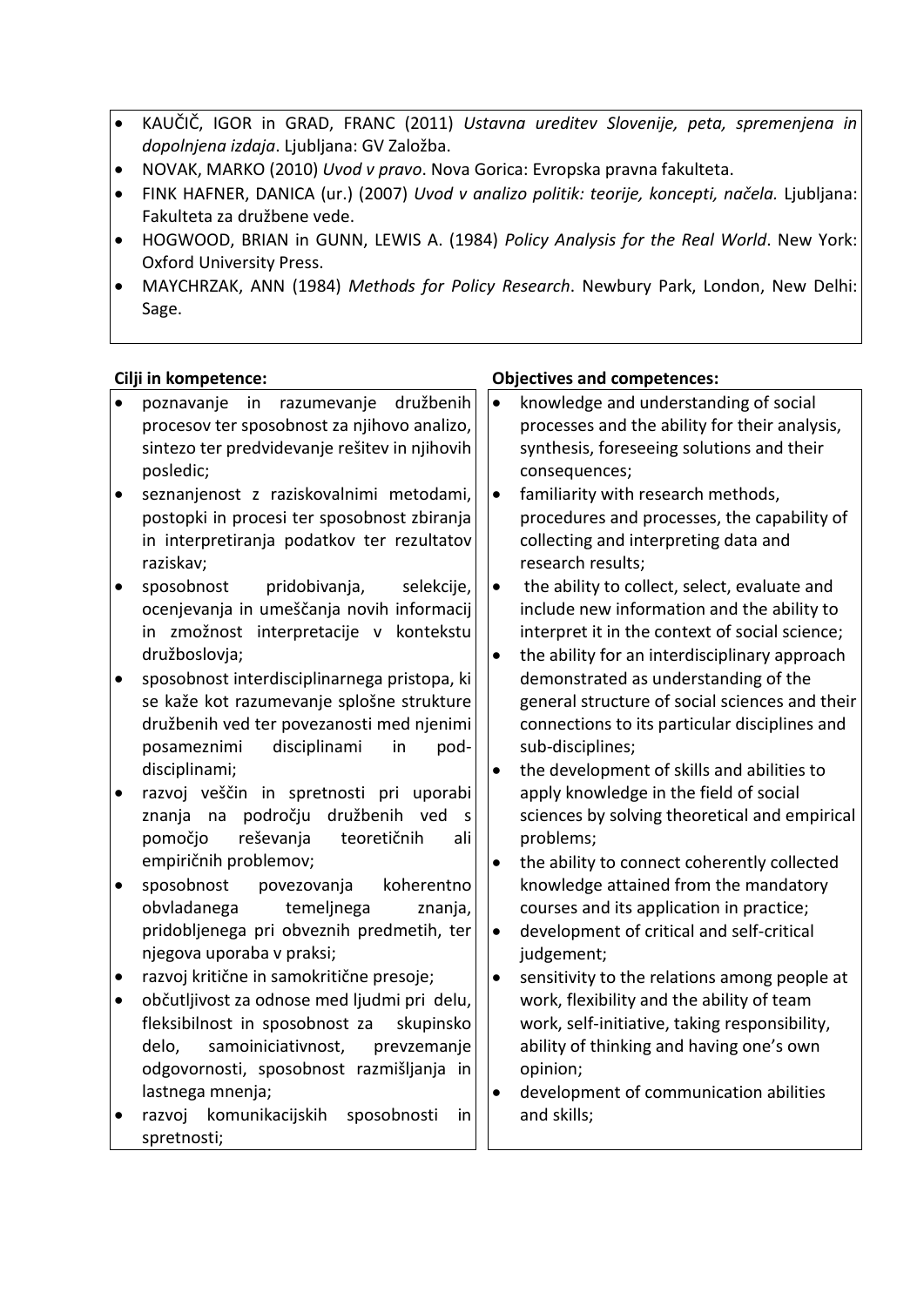- KAUČIČ, IGOR in GRAD, FRANC (2011) *Ustavna ureditev Slovenije, peta, spremenjena in dopolnjena izdaja*. Ljubljana: GV Založba.
- NOVAK, MARKO (2010) *Uvod v pravo*. Nova Gorica: Evropska pravna fakulteta.
- FINK HAFNER, DANICA (ur.) (2007) *Uvod v analizo politik: teorije, koncepti, načela.* Ljubljana: Fakulteta za družbene vede.
- HOGWOOD, BRIAN in GUNN, LEWIS A. (1984) *Policy Analysis for the Real World*. New York: Oxford University Press.
- MAYCHRZAK, ANN (1984) *Methods for Policy Research*. Newbury Park, London, New Delhi: Sage.

| **Cilji in kompetence:** | **Objectives and competences:** |
|---|---|
| • poznavanje in razumevanje družbenih procesov ter sposobnost za njihovo analizo, sintezo ter predvidevanje rešitev in njihovih posledic;<br>• seznanjenost z raziskovalnimi metodami, postopki in procesi ter sposobnost zbiranja in interpretiranja podatkov ter rezultatov raziskav;<br>• sposobnost pridobivanja, selekcije, ocenjevanja in umeščanja novih informacij in zmožnost interpretacije v kontekstu družboslovja;<br>• sposobnost interdisciplinarnega pristopa, ki se kaže kot razumevanje splošne strukture družbenih ved ter povezanosti med njenimi posameznimi disciplinami in pod-disciplinami;<br>• razvoj veščin in spretnosti pri uporabi znanja na področju družbenih ved s pomočjo reševanja teoretičnih ali empiričnih problemov;<br>• sposobnost povezovanja koherentno obvladanega temeljnega znanja, pridobljenega pri obveznih predmetih, ter njegova uporaba v praksi;<br>• razvoj kritične in samokritične presoje;<br>• občutljivost za odnose med ljudmi pri delu, fleksibilnost in sposobnost za skupinsko delo, samoiniciativnost, prevzemanje odgovornosti, sposobnost razmišljanja in lastnega mnenja;<br>• razvoj komunikacijskih sposobnosti in spretnosti; | • knowledge and understanding of social processes and the ability for their analysis, synthesis, foreseeing solutions and their consequences;<br>• familiarity with research methods, procedures and processes, the capability of collecting and interpreting data and research results;<br>• the ability to collect, select, evaluate and include new information and the ability to interpret it in the context of social science;<br>• the ability for an interdisciplinary approach demonstrated as understanding of the general structure of social sciences and their connections to its particular disciplines and sub-disciplines;<br>• the development of skills and abilities to apply knowledge in the field of social sciences by solving theoretical and empirical problems;<br>• the ability to connect coherently collected knowledge attained from the mandatory courses and its application in practice;<br>• development of critical and self-critical judgement;<br>• sensitivity to the relations among people at work, flexibility and the ability of team work, self-initiative, taking responsibility, ability of thinking and having one's own opinion;<br>• development of communication abilities and skills; |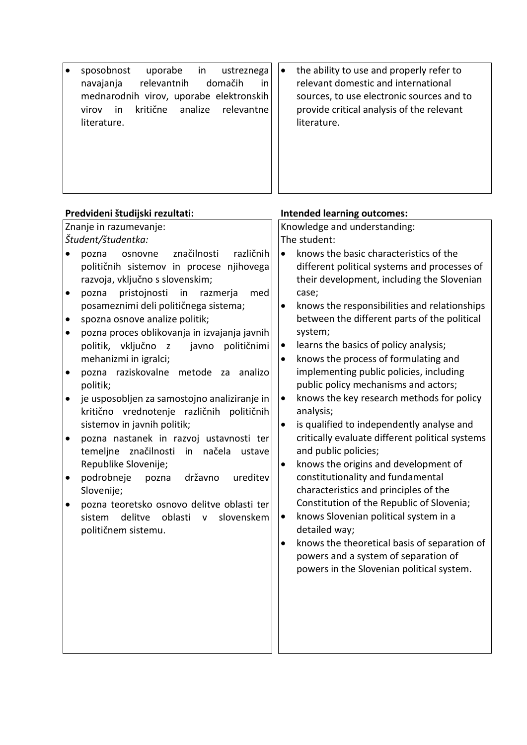| | |
|---|---|
| • sposobnost uporabe in ustreznega navajanja relevantnih domačih in mednarodnih virov, uporabe elektronskih virov in kritične analize relevantne literature. | • the ability to use and properly refer to relevant domestic and international sources, to use electronic sources and to provide critical analysis of the relevant literature. |

| **Predvideni študijski rezultati:** | **Intended learning outcomes:** |
|---|---|
| Znanje in razumevanje:<br>*Študent/študentka:*<br>• pozna osnovne značilnosti različnih političnih sistemov in procese njihovega razvoja, vključno s slovenskim;<br>• pozna pristojnosti in razmerja med posameznimi deli političnega sistema;<br>• spozna osnove analize politik;<br>• pozna proces oblikovanja in izvajanja javnih politik, vključno z javno političnimi mehanizmi in igralci;<br>• pozna raziskovalne metode za analizo politik;<br>• je usposobljen za samostojno analiziranje in kritično vrednotenje različnih političnih sistemov in javnih politik;<br>• pozna nastanek in razvoj ustavnosti ter temeljne značilnosti in načela ustave Republike Slovenije;<br>• podrobneje pozna državno ureditev Slovenije;<br>• pozna teoretsko osnovo delitve oblasti ter sistem delitve oblasti v slovenskem političnem sistemu. | Knowledge and understanding:<br>The student:<br>• knows the basic characteristics of the different political systems and processes of their development, including the Slovenian case;<br>• knows the responsibilities and relationships between the different parts of the political system;<br>• learns the basics of policy analysis;<br>• knows the process of formulating and implementing public policies, including public policy mechanisms and actors;<br>• knows the key research methods for policy analysis;<br>• is qualified to independently analyse and critically evaluate different political systems and public policies;<br>• knows the origins and development of constitutionality and fundamental characteristics and principles of the Constitution of the Republic of Slovenia;<br>• knows Slovenian political system in a detailed way;<br>• knows the theoretical basis of separation of powers and a system of separation of powers in the Slovenian political system. |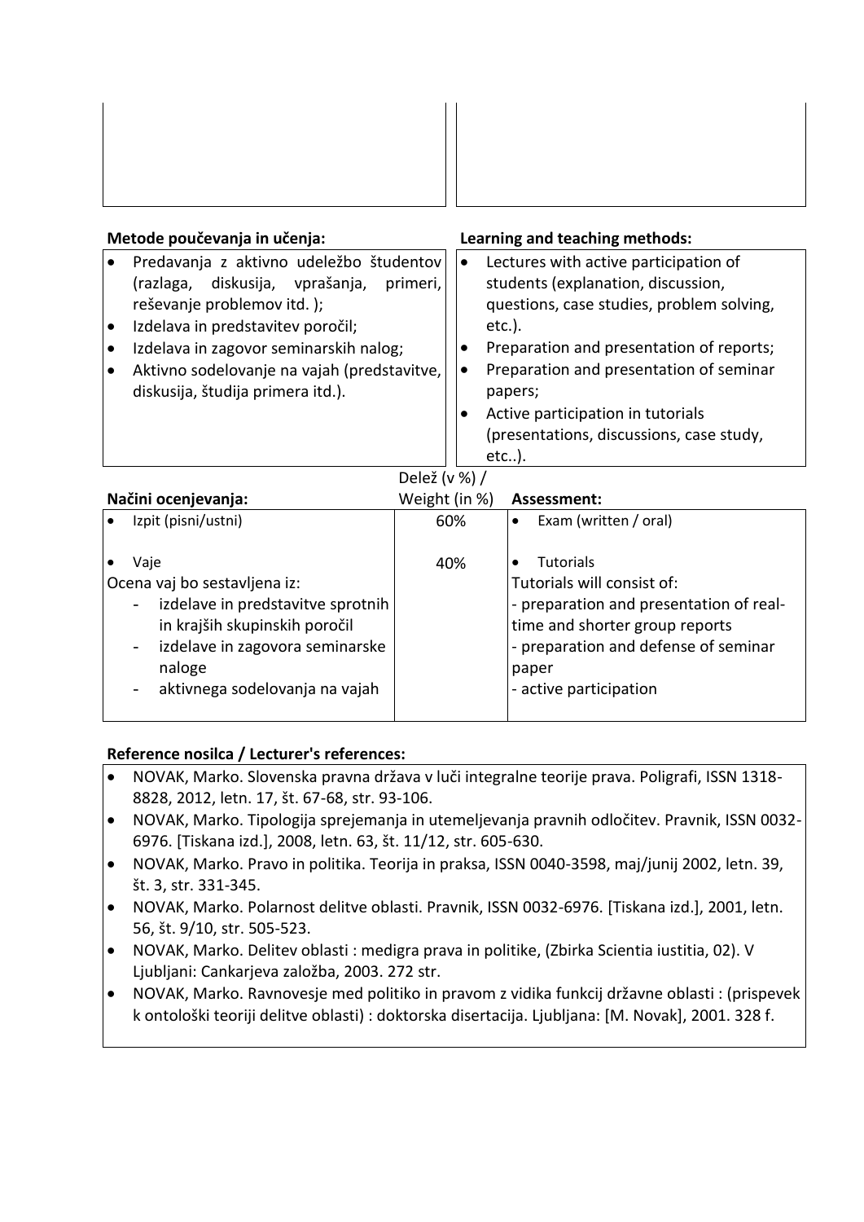| Metode poučevanja in učenja: | Learning and teaching methods: |
|---|---|
| • Predavanja z aktivno udeležbo študentov (razlaga, diskusija, vprašanja, primeri, reševanje problemov itd. );<br>• Izdelava in predstavitev poročil;<br>• Izdelava in zagovor seminarskih nalog;<br>• Aktivno sodelovanje na vajah (predstavitve, diskusija, študija primera itd.). | • Lectures with active participation of students (explanation, discussion, questions, case studies, problem solving, etc.).<br>• Preparation and presentation of reports;<br>• Preparation and presentation of seminar papers;<br>• Active participation in tutorials (presentations, discussions, case study, etc..). |

| Načini ocenjevanja: | Delež (v %) / Weight (in %) | Assessment: |
|---|---|---|
| • Izpit (pisni/ustni) | 60% | • Exam (written / oral) |
| • Vaje<br>Ocena vaj bo sestavljena iz:<br>- izdelave in predstavitve sprotnih in krajših skupinskih poročil<br>- izdelave in zagovora seminarske naloge<br>- aktivnega sodelovanja na vajah | 40% | • Tutorials<br>Tutorials will consist of:<br>- preparation and presentation of real-time and shorter group reports<br>- preparation and defense of seminar paper<br>- active participation |

**Reference nosilca / Lecturer's references:**

- NOVAK, Marko. Slovenska pravna država v luči integralne teorije prava. Poligrafi, ISSN 1318-8828, 2012, letn. 17, št. 67-68, str. 93-106.
- NOVAK, Marko. Tipologija sprejemanja in utemeljevanja pravnih odločitev. Pravnik, ISSN 0032-6976. [Tiskana izd.], 2008, letn. 63, št. 11/12, str. 605-630.
- NOVAK, Marko. Pravo in politika. Teorija in praksa, ISSN 0040-3598, maj/junij 2002, letn. 39, št. 3, str. 331-345.
- NOVAK, Marko. Polarnost delitve oblasti. Pravnik, ISSN 0032-6976. [Tiskana izd.], 2001, letn. 56, št. 9/10, str. 505-523.
- NOVAK, Marko. Delitev oblasti : medigra prava in politike, (Zbirka Scientia iustitia, 02). V Ljubljani: Cankarjeva založba, 2003. 272 str.
- NOVAK, Marko. Ravnovesje med politiko in pravom z vidika funkcij državne oblasti : (prispevek k ontološki teoriji delitve oblasti) : doktorska disertacija. Ljubljana: [M. Novak], 2001. 328 f.